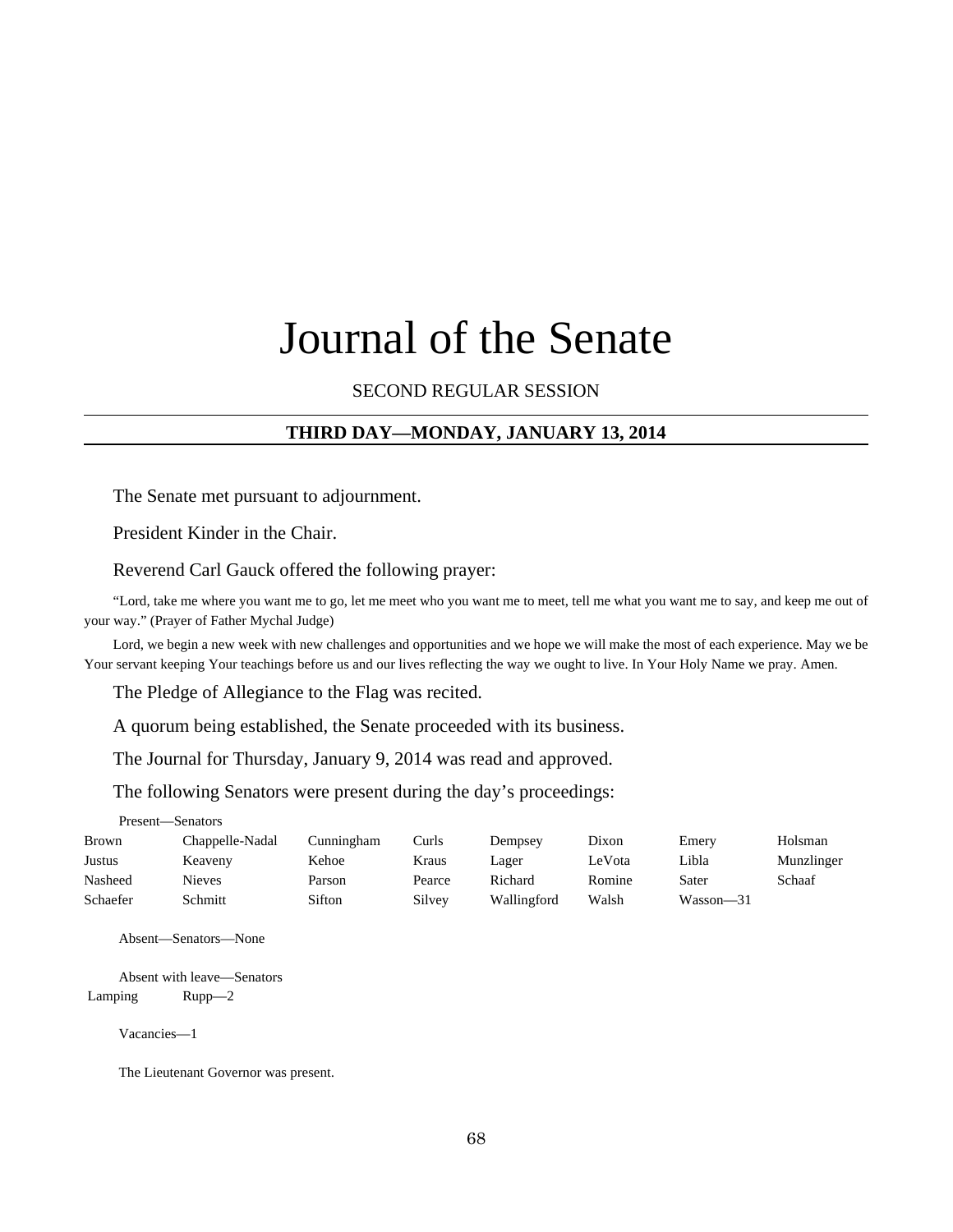# Journal of the Senate

SECOND REGULAR SESSION

**THIRD DAY—MONDAY, JANUARY 13, 2014**

The Senate met pursuant to adjournment.

President Kinder in the Chair.

Reverend Carl Gauck offered the following prayer:

"Lord, take me where you want me to go, let me meet who you want me to meet, tell me what you want me to say, and keep me out of your way." (Prayer of Father Mychal Judge)

Lord, we begin a new week with new challenges and opportunities and we hope we will make the most of each experience. May we be Your servant keeping Your teachings before us and our lives reflecting the way we ought to live. In Your Holy Name we pray. Amen.

The Pledge of Allegiance to the Flag was recited.

A quorum being established, the Senate proceeded with its business.

The Journal for Thursday, January 9, 2014 was read and approved.

The following Senators were present during the day's proceedings:

Present—Senators

| | | | | | | | |
|---|---|---|---|---|---|---|---|
| Brown | Chappelle-Nadal | Cunningham | Curls | Dempsey | Dixon | Emery | Holsman |
| Justus | Keaveny | Kehoe | Kraus | Lager | LeVota | Libla | Munzlinger |
| Nasheed | Nieves | Parson | Pearce | Richard | Romine | Sater | Schaaf |
| Schaefer | Schmitt | Sifton | Silvey | Wallingford | Walsh | Wasson—31 | |

Absent—Senators—None

Absent with leave—Senators

| | |
|---|---|
| Lamping | Rupp—2 |

Vacancies—1

The Lieutenant Governor was present.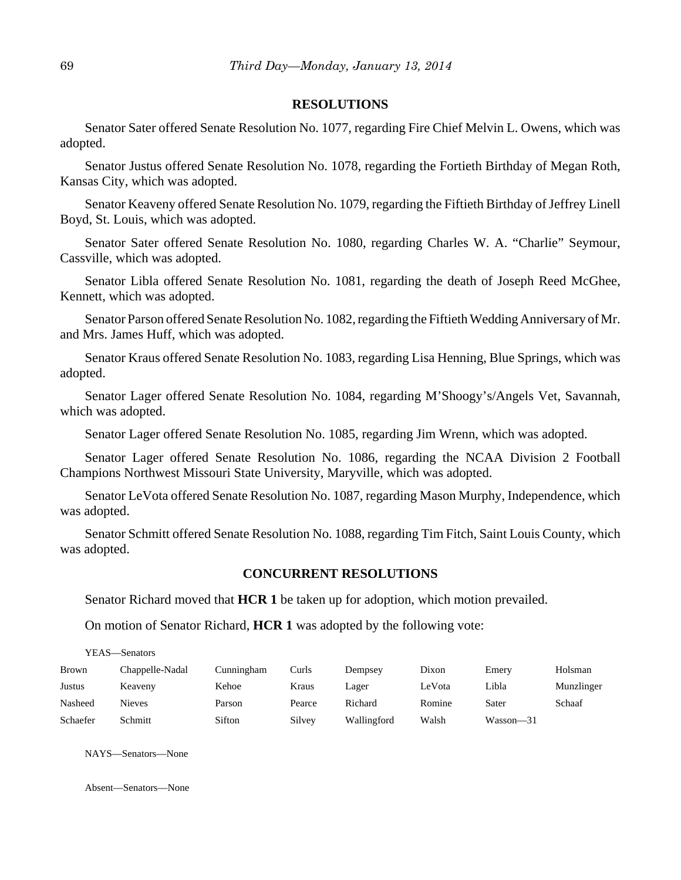## RESOLUTIONS

Senator Sater offered Senate Resolution No. 1077, regarding Fire Chief Melvin L. Owens, which was adopted.

Senator Justus offered Senate Resolution No. 1078, regarding the Fortieth Birthday of Megan Roth, Kansas City, which was adopted.

Senator Keaveny offered Senate Resolution No. 1079, regarding the Fiftieth Birthday of Jeffrey Linell Boyd, St. Louis, which was adopted.

Senator Sater offered Senate Resolution No. 1080, regarding Charles W. A. "Charlie" Seymour, Cassville, which was adopted.

Senator Libla offered Senate Resolution No. 1081, regarding the death of Joseph Reed McGhee, Kennett, which was adopted.

Senator Parson offered Senate Resolution No. 1082, regarding the Fiftieth Wedding Anniversary of Mr. and Mrs. James Huff, which was adopted.

Senator Kraus offered Senate Resolution No. 1083, regarding Lisa Henning, Blue Springs, which was adopted.

Senator Lager offered Senate Resolution No. 1084, regarding M'Shoogy's/Angels Vet, Savannah, which was adopted.

Senator Lager offered Senate Resolution No. 1085, regarding Jim Wrenn, which was adopted.

Senator Lager offered Senate Resolution No. 1086, regarding the NCAA Division 2 Football Champions Northwest Missouri State University, Maryville, which was adopted.

Senator LeVota offered Senate Resolution No. 1087, regarding Mason Murphy, Independence, which was adopted.

Senator Schmitt offered Senate Resolution No. 1088, regarding Tim Fitch, Saint Louis County, which was adopted.

## CONCURRENT RESOLUTIONS

Senator Richard moved that **HCR 1** be taken up for adoption, which motion prevailed.

On motion of Senator Richard, **HCR 1** was adopted by the following vote:

YEAS—Senators

| | | | | | | | |
|---|---|---|---|---|---|---|---|
| Brown | Chappelle-Nadal | Cunningham | Curls | Dempsey | Dixon | Emery | Holsman |
| Justus | Keaveny | Kehoe | Kraus | Lager | LeVota | Libla | Munzlinger |
| Nasheed | Nieves | Parson | Pearce | Richard | Romine | Sater | Schaaf |
| Schaefer | Schmitt | Sifton | Silvey | Wallingford | Walsh | Wasson—31 | |

NAYS—Senators—None

Absent—Senators—None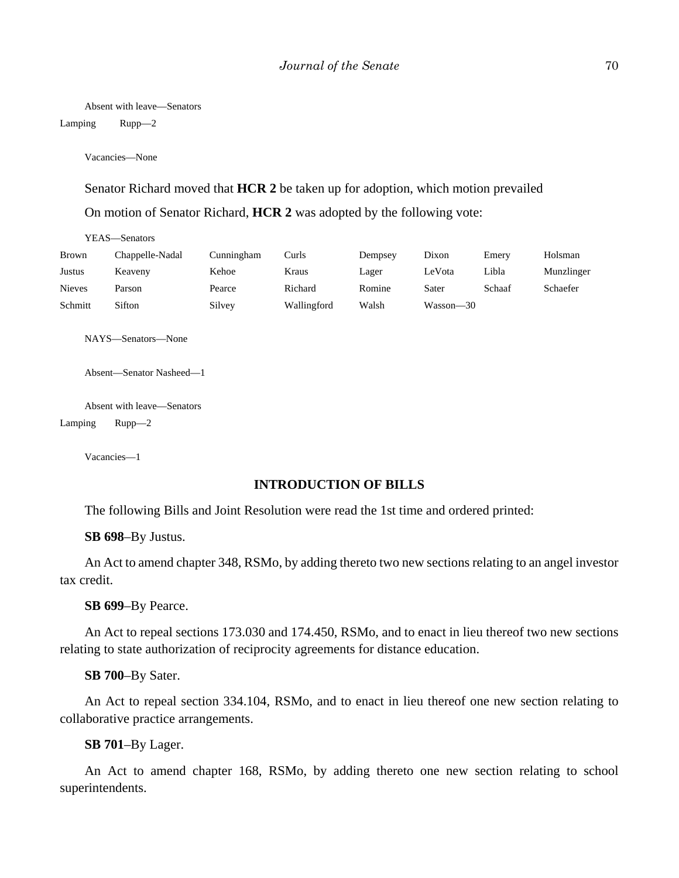Absent with leave—Senators

Lamping Rupp—2

Vacancies—None

Senator Richard moved that **HCR 2** be taken up for adoption, which motion prevailed

On motion of Senator Richard, **HCR 2** was adopted by the following vote:

YEAS—Senators

| | | | | | | | |
|---|---|---|---|---|---|---|---|
| Brown | Chappelle-Nadal | Cunningham | Curls | Dempsey | Dixon | Emery | Holsman |
| Justus | Keaveny | Kehoe | Kraus | Lager | LeVota | Libla | Munzlinger |
| Nieves | Parson | Pearce | Richard | Romine | Sater | Schaaf | Schaefer |
| Schmitt | Sifton | Silvey | Wallingford | Walsh | Wasson—30 | | |

NAYS—Senators—None

Absent—Senator Nasheed—1

Absent with leave—Senators

Lamping Rupp—2

Vacancies—1

## INTRODUCTION OF BILLS

The following Bills and Joint Resolution were read the 1st time and ordered printed:

**SB 698**–By Justus.

An Act to amend chapter 348, RSMo, by adding thereto two new sections relating to an angel investor tax credit.

**SB 699**–By Pearce.

An Act to repeal sections 173.030 and 174.450, RSMo, and to enact in lieu thereof two new sections relating to state authorization of reciprocity agreements for distance education.

**SB 700**–By Sater.

An Act to repeal section 334.104, RSMo, and to enact in lieu thereof one new section relating to collaborative practice arrangements.

**SB 701**–By Lager.

An Act to amend chapter 168, RSMo, by adding thereto one new section relating to school superintendents.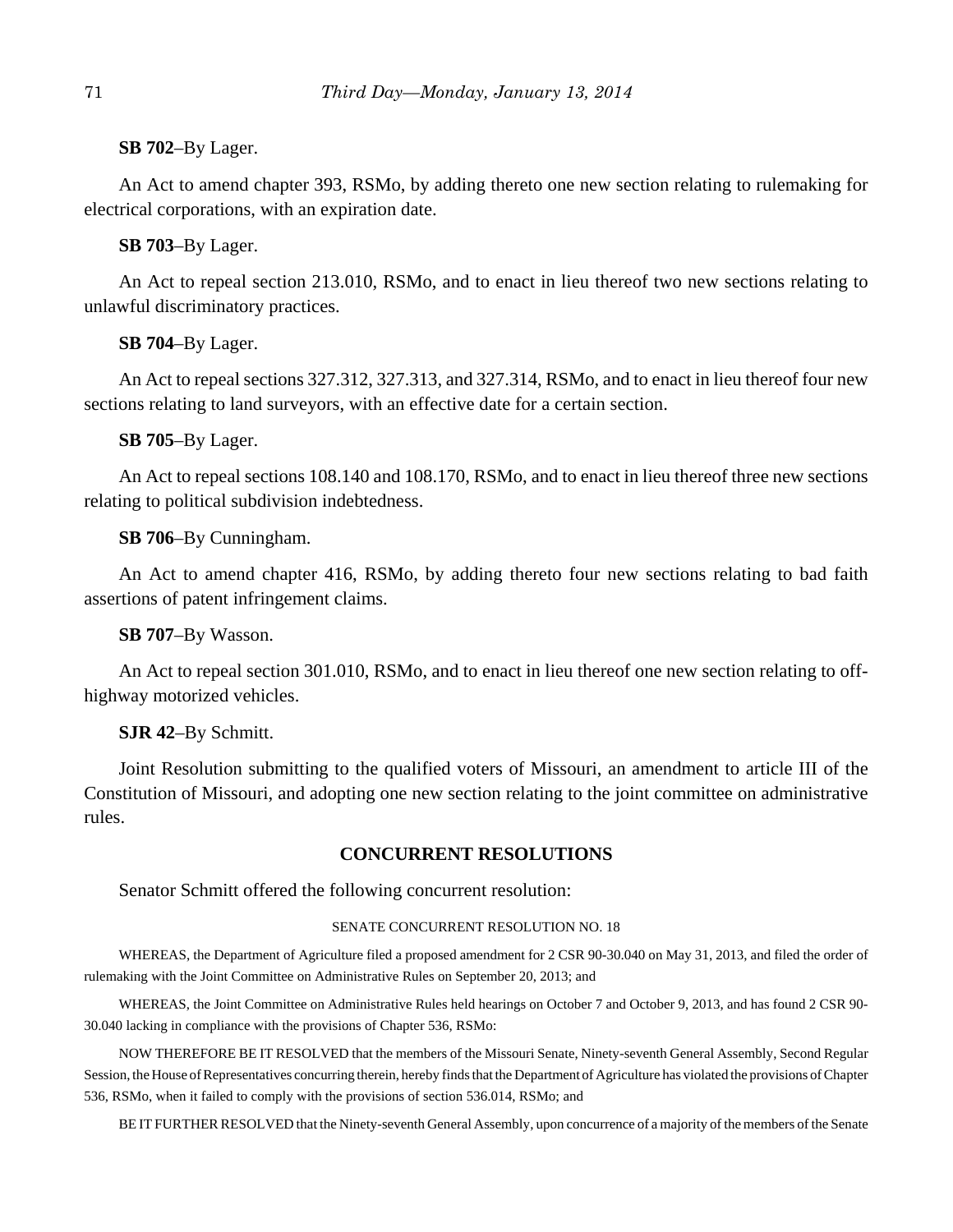**SB 702**–By Lager.

An Act to amend chapter 393, RSMo, by adding thereto one new section relating to rulemaking for electrical corporations, with an expiration date.

**SB 703**–By Lager.

An Act to repeal section 213.010, RSMo, and to enact in lieu thereof two new sections relating to unlawful discriminatory practices.

**SB 704**–By Lager.

An Act to repeal sections 327.312, 327.313, and 327.314, RSMo, and to enact in lieu thereof four new sections relating to land surveyors, with an effective date for a certain section.

**SB 705**–By Lager.

An Act to repeal sections 108.140 and 108.170, RSMo, and to enact in lieu thereof three new sections relating to political subdivision indebtedness.

**SB 706**–By Cunningham.

An Act to amend chapter 416, RSMo, by adding thereto four new sections relating to bad faith assertions of patent infringement claims.

**SB 707**–By Wasson.

An Act to repeal section 301.010, RSMo, and to enact in lieu thereof one new section relating to off-highway motorized vehicles.

**SJR 42**–By Schmitt.

Joint Resolution submitting to the qualified voters of Missouri, an amendment to article III of the Constitution of Missouri, and adopting one new section relating to the joint committee on administrative rules.

## CONCURRENT RESOLUTIONS

Senator Schmitt offered the following concurrent resolution:

SENATE CONCURRENT RESOLUTION NO. 18

WHEREAS, the Department of Agriculture filed a proposed amendment for 2 CSR 90-30.040 on May 31, 2013, and filed the order of rulemaking with the Joint Committee on Administrative Rules on September 20, 2013; and

WHEREAS, the Joint Committee on Administrative Rules held hearings on October 7 and October 9, 2013, and has found 2 CSR 90-30.040 lacking in compliance with the provisions of Chapter 536, RSMo:

NOW THEREFORE BE IT RESOLVED that the members of the Missouri Senate, Ninety-seventh General Assembly, Second Regular Session, the House of Representatives concurring therein, hereby finds that the Department of Agriculture has violated the provisions of Chapter 536, RSMo, when it failed to comply with the provisions of section 536.014, RSMo; and

BE IT FURTHER RESOLVED that the Ninety-seventh General Assembly, upon concurrence of a majority of the members of the Senate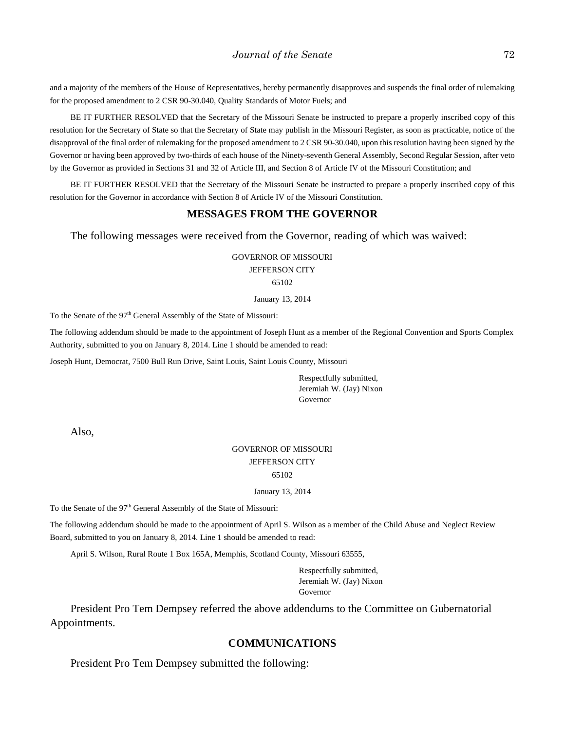and a majority of the members of the House of Representatives, hereby permanently disapproves and suspends the final order of rulemaking for the proposed amendment to 2 CSR 90-30.040, Quality Standards of Motor Fuels; and

BE IT FURTHER RESOLVED that the Secretary of the Missouri Senate be instructed to prepare a properly inscribed copy of this resolution for the Secretary of State so that the Secretary of State may publish in the Missouri Register, as soon as practicable, notice of the disapproval of the final order of rulemaking for the proposed amendment to 2 CSR 90-30.040, upon this resolution having been signed by the Governor or having been approved by two-thirds of each house of the Ninety-seventh General Assembly, Second Regular Session, after veto by the Governor as provided in Sections 31 and 32 of Article III, and Section 8 of Article IV of the Missouri Constitution; and

BE IT FURTHER RESOLVED that the Secretary of the Missouri Senate be instructed to prepare a properly inscribed copy of this resolution for the Governor in accordance with Section 8 of Article IV of the Missouri Constitution.

## MESSAGES FROM THE GOVERNOR

The following messages were received from the Governor, reading of which was waived:

GOVERNOR OF MISSOURI
JEFFERSON CITY
65102

January 13, 2014

To the Senate of the 97th General Assembly of the State of Missouri:

The following addendum should be made to the appointment of Joseph Hunt as a member of the Regional Convention and Sports Complex Authority, submitted to you on January 8, 2014. Line 1 should be amended to read:

Joseph Hunt, Democrat, 7500 Bull Run Drive, Saint Louis, Saint Louis County, Missouri

Respectfully submitted,
Jeremiah W. (Jay) Nixon
Governor

Also,

GOVERNOR OF MISSOURI
JEFFERSON CITY
65102

January 13, 2014

To the Senate of the 97th General Assembly of the State of Missouri:

The following addendum should be made to the appointment of April S. Wilson as a member of the Child Abuse and Neglect Review Board, submitted to you on January 8, 2014. Line 1 should be amended to read:

April S. Wilson, Rural Route 1 Box 165A, Memphis, Scotland County, Missouri 63555,

Respectfully submitted,
Jeremiah W. (Jay) Nixon
Governor

President Pro Tem Dempsey referred the above addendums to the Committee on Gubernatorial Appointments.

## COMMUNICATIONS

President Pro Tem Dempsey submitted the following: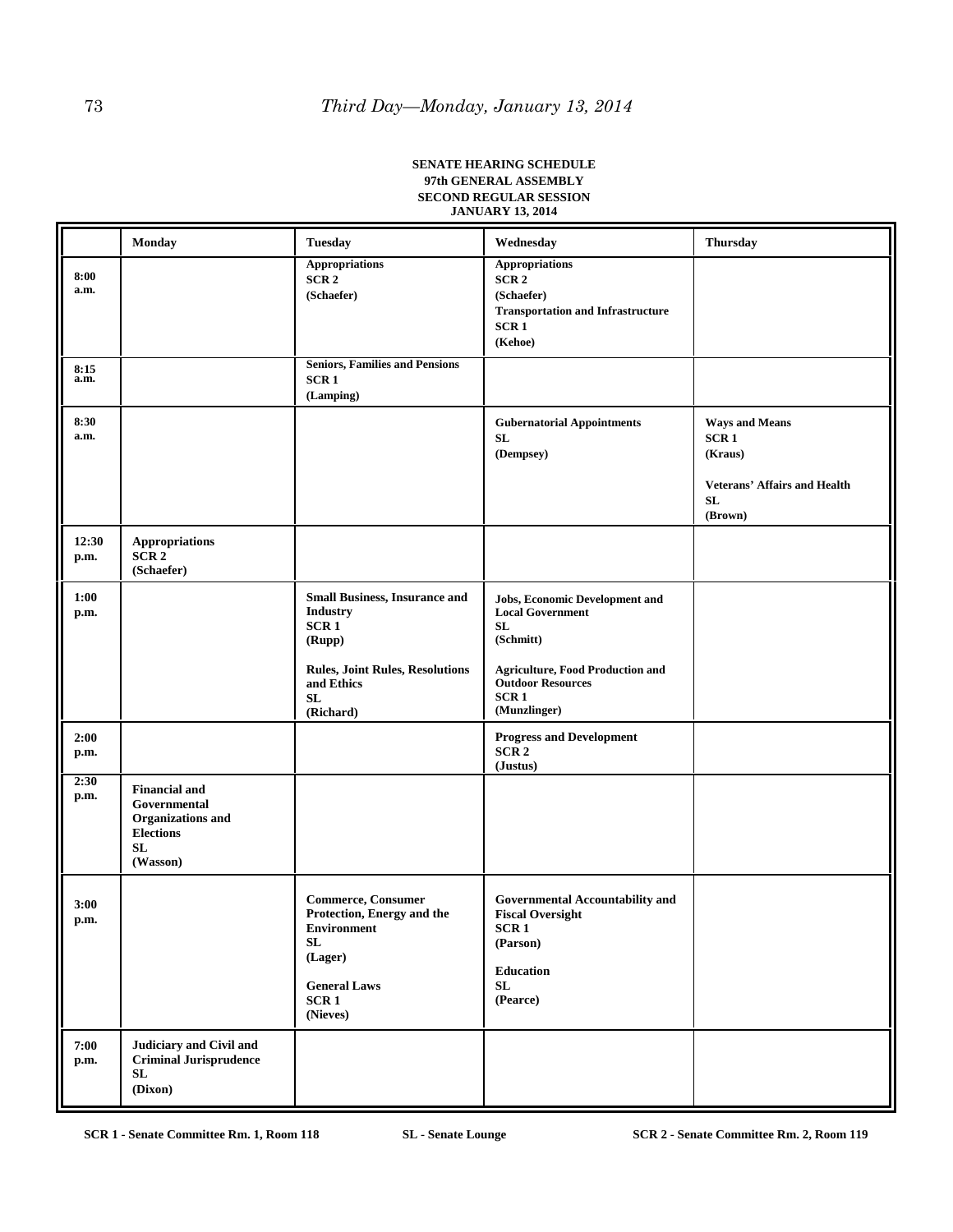**SENATE HEARING SCHEDULE**
**97th GENERAL ASSEMBLY**
**SECOND REGULAR SESSION**
**JANUARY 13, 2014**

| | Monday | Tuesday | Wednesday | Thursday |
|---|---|---|---|---|
| **8:00 a.m.** | | **Appropriations** **SCR 2** **(Schaefer)** | **Appropriations** **SCR 2** **(Schaefer)** **Transportation and Infrastructure** **SCR 1** **(Kehoe)** | |
| **8:15 a.m.** | | **Seniors, Families and Pensions** **SCR 1** **(Lamping)** | | |
| **8:30 a.m.** | | | **Gubernatorial Appointments** **SL** **(Dempsey)** | **Ways and Means** **SCR 1** **(Kraus)** **Veterans' Affairs and Health** **SL** **(Brown)** |
| **12:30 p.m.** | **Appropriations** **SCR 2** **(Schaefer)** | | | |
| **1:00 p.m.** | | **Small Business, Insurance and Industry** **SCR 1** **(Rupp)** **Rules, Joint Rules, Resolutions and Ethics** **SL** **(Richard)** | **Jobs, Economic Development and Local Government** **SL** **(Schmitt)** **Agriculture, Food Production and Outdoor Resources** **SCR 1** **(Munzlinger)** | |
| **2:00 p.m.** | | | **Progress and Development** **SCR 2** **(Justus)** | |
| **2:30 p.m.** | **Financial and Governmental Organizations and Elections** **SL** **(Wasson)** | | | |
| **3:00 p.m.** | | **Commerce, Consumer Protection, Energy and the Environment** **SL** **(Lager)** **General Laws** **SCR 1** **(Nieves)** | **Governmental Accountability and Fiscal Oversight** **SCR 1** **(Parson)** **Education** **SL** **(Pearce)** | |
| **7:00 p.m.** | **Judiciary and Civil and Criminal Jurisprudence** **SL** **(Dixon)** | | | |

**SCR 1 - Senate Committee Rm. 1, Room 118** **SL - Senate Lounge** **SCR 2 - Senate Committee Rm. 2, Room 119**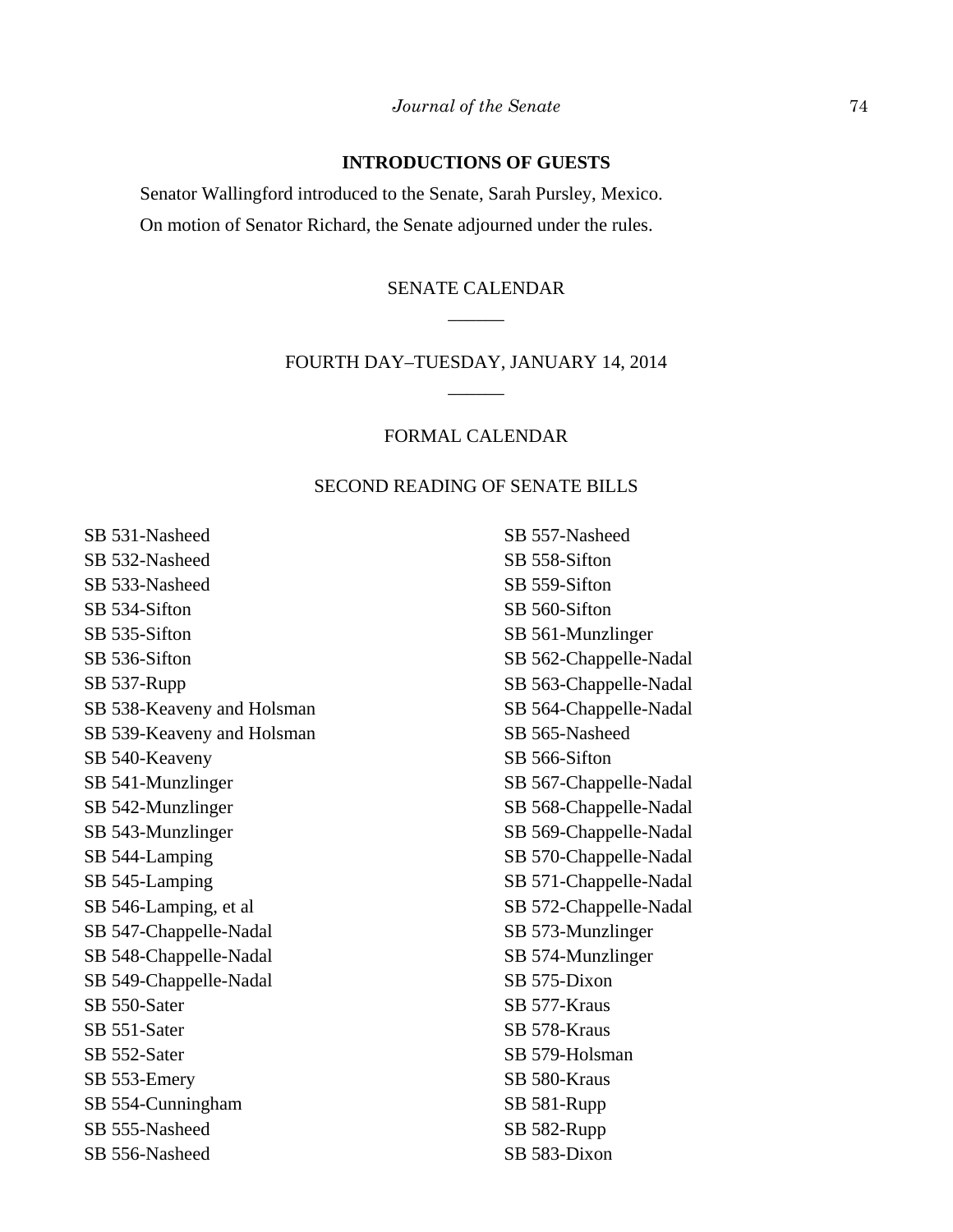**INTRODUCTIONS OF GUESTS**

Senator Wallingford introduced to the Senate, Sarah Pursley, Mexico.

On motion of Senator Richard, the Senate adjourned under the rules.

SENATE CALENDAR

\_\_\_\_\_\_

FOURTH DAY–TUESDAY, JANUARY 14, 2014

\_\_\_\_\_\_

FORMAL CALENDAR

SECOND READING OF SENATE BILLS

SB 531-Nasheed
SB 532-Nasheed
SB 533-Nasheed
SB 534-Sifton
SB 535-Sifton
SB 536-Sifton
SB 537-Rupp
SB 538-Keaveny and Holsman
SB 539-Keaveny and Holsman
SB 540-Keaveny
SB 541-Munzlinger
SB 542-Munzlinger
SB 543-Munzlinger
SB 544-Lamping
SB 545-Lamping
SB 546-Lamping, et al
SB 547-Chappelle-Nadal
SB 548-Chappelle-Nadal
SB 549-Chappelle-Nadal
SB 550-Sater
SB 551-Sater
SB 552-Sater
SB 553-Emery
SB 554-Cunningham
SB 555-Nasheed
SB 556-Nasheed
SB 557-Nasheed
SB 558-Sifton
SB 559-Sifton
SB 560-Sifton
SB 561-Munzlinger
SB 562-Chappelle-Nadal
SB 563-Chappelle-Nadal
SB 564-Chappelle-Nadal
SB 565-Nasheed
SB 566-Sifton
SB 567-Chappelle-Nadal
SB 568-Chappelle-Nadal
SB 569-Chappelle-Nadal
SB 570-Chappelle-Nadal
SB 571-Chappelle-Nadal
SB 572-Chappelle-Nadal
SB 573-Munzlinger
SB 574-Munzlinger
SB 575-Dixon
SB 577-Kraus
SB 578-Kraus
SB 579-Holsman
SB 580-Kraus
SB 581-Rupp
SB 582-Rupp
SB 583-Dixon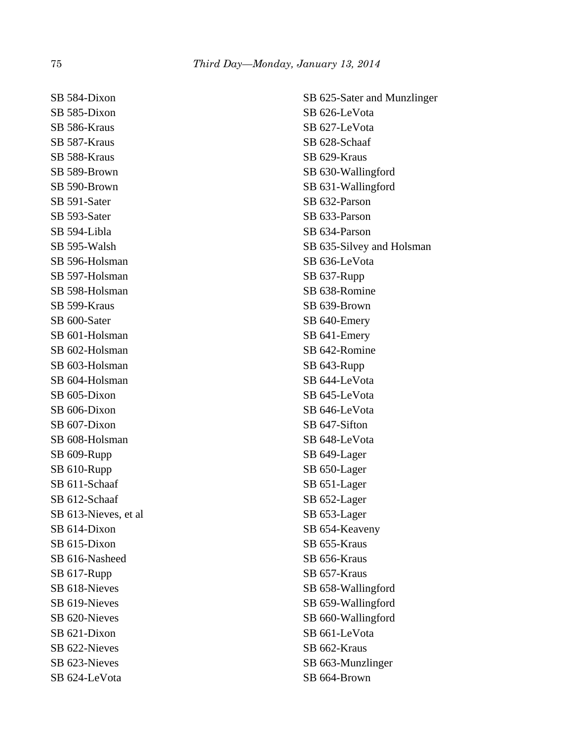SB 584-Dixon
SB 585-Dixon
SB 586-Kraus
SB 587-Kraus
SB 588-Kraus
SB 589-Brown
SB 590-Brown
SB 591-Sater
SB 593-Sater
SB 594-Libla
SB 595-Walsh
SB 596-Holsman
SB 597-Holsman
SB 598-Holsman
SB 599-Kraus
SB 600-Sater
SB 601-Holsman
SB 602-Holsman
SB 603-Holsman
SB 604-Holsman
SB 605-Dixon
SB 606-Dixon
SB 607-Dixon
SB 608-Holsman
SB 609-Rupp
SB 610-Rupp
SB 611-Schaaf
SB 612-Schaaf
SB 613-Nieves, et al
SB 614-Dixon
SB 615-Dixon
SB 616-Nasheed
SB 617-Rupp
SB 618-Nieves
SB 619-Nieves
SB 620-Nieves
SB 621-Dixon
SB 622-Nieves
SB 623-Nieves
SB 624-LeVota
SB 625-Sater and Munzlinger
SB 626-LeVota
SB 627-LeVota
SB 628-Schaaf
SB 629-Kraus
SB 630-Wallingford
SB 631-Wallingford
SB 632-Parson
SB 633-Parson
SB 634-Parson
SB 635-Silvey and Holsman
SB 636-LeVota
SB 637-Rupp
SB 638-Romine
SB 639-Brown
SB 640-Emery
SB 641-Emery
SB 642-Romine
SB 643-Rupp
SB 644-LeVota
SB 645-LeVota
SB 646-LeVota
SB 647-Sifton
SB 648-LeVota
SB 649-Lager
SB 650-Lager
SB 651-Lager
SB 652-Lager
SB 653-Lager
SB 654-Keaveny
SB 655-Kraus
SB 656-Kraus
SB 657-Kraus
SB 658-Wallingford
SB 659-Wallingford
SB 660-Wallingford
SB 661-LeVota
SB 662-Kraus
SB 663-Munzlinger
SB 664-Brown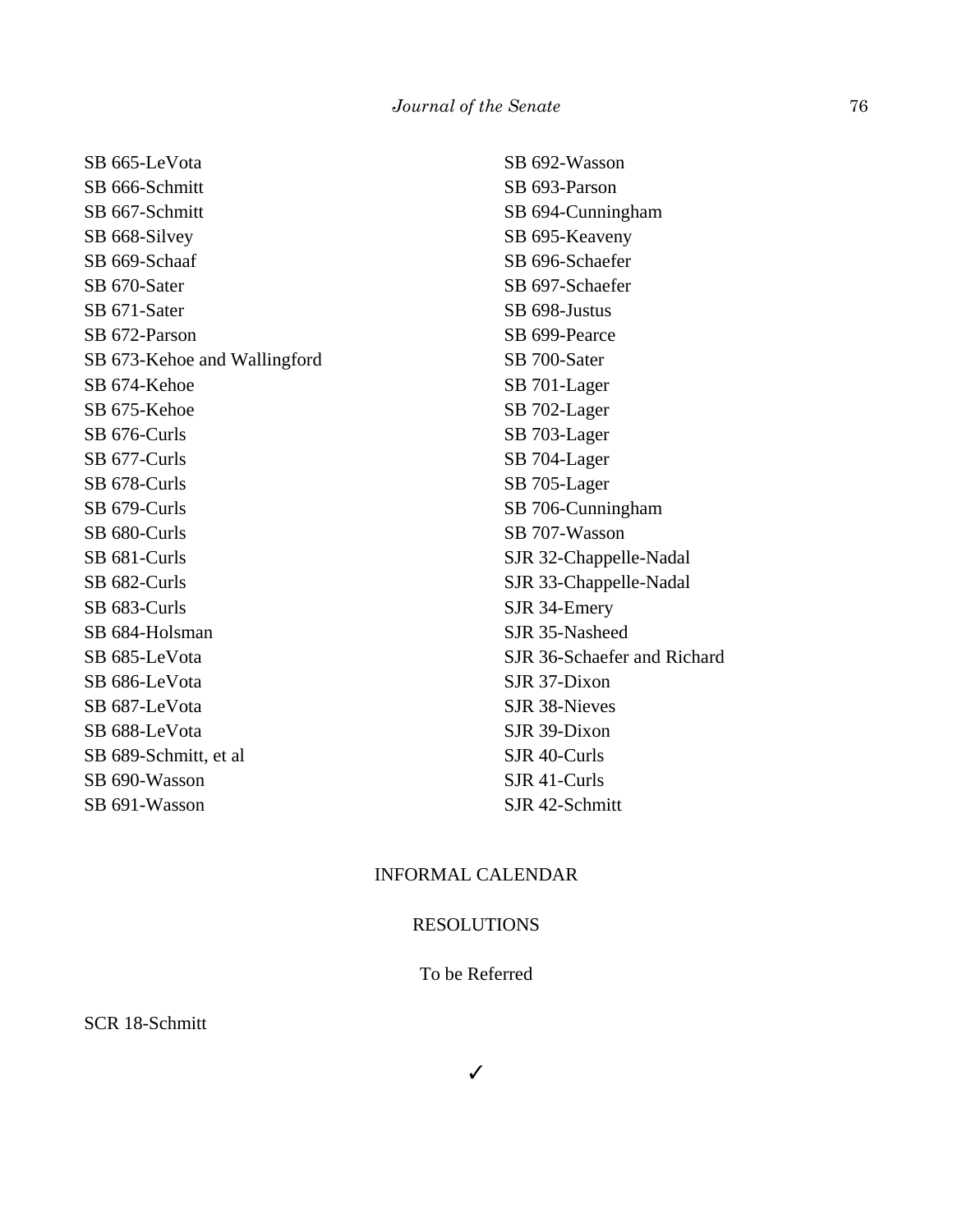SB 665-LeVota
SB 666-Schmitt
SB 667-Schmitt
SB 668-Silvey
SB 669-Schaaf
SB 670-Sater
SB 671-Sater
SB 672-Parson
SB 673-Kehoe and Wallingford
SB 674-Kehoe
SB 675-Kehoe
SB 676-Curls
SB 677-Curls
SB 678-Curls
SB 679-Curls
SB 680-Curls
SB 681-Curls
SB 682-Curls
SB 683-Curls
SB 684-Holsman
SB 685-LeVota
SB 686-LeVota
SB 687-LeVota
SB 688-LeVota
SB 689-Schmitt, et al
SB 690-Wasson
SB 691-Wasson
SB 692-Wasson
SB 693-Parson
SB 694-Cunningham
SB 695-Keaveny
SB 696-Schaefer
SB 697-Schaefer
SB 698-Justus
SB 699-Pearce
SB 700-Sater
SB 701-Lager
SB 702-Lager
SB 703-Lager
SB 704-Lager
SB 705-Lager
SB 706-Cunningham
SB 707-Wasson
SJR 32-Chappelle-Nadal
SJR 33-Chappelle-Nadal
SJR 34-Emery
SJR 35-Nasheed
SJR 36-Schaefer and Richard
SJR 37-Dixon
SJR 38-Nieves
SJR 39-Dixon
SJR 40-Curls
SJR 41-Curls
SJR 42-Schmitt

INFORMAL CALENDAR

RESOLUTIONS

To be Referred

SCR 18-Schmitt

✓